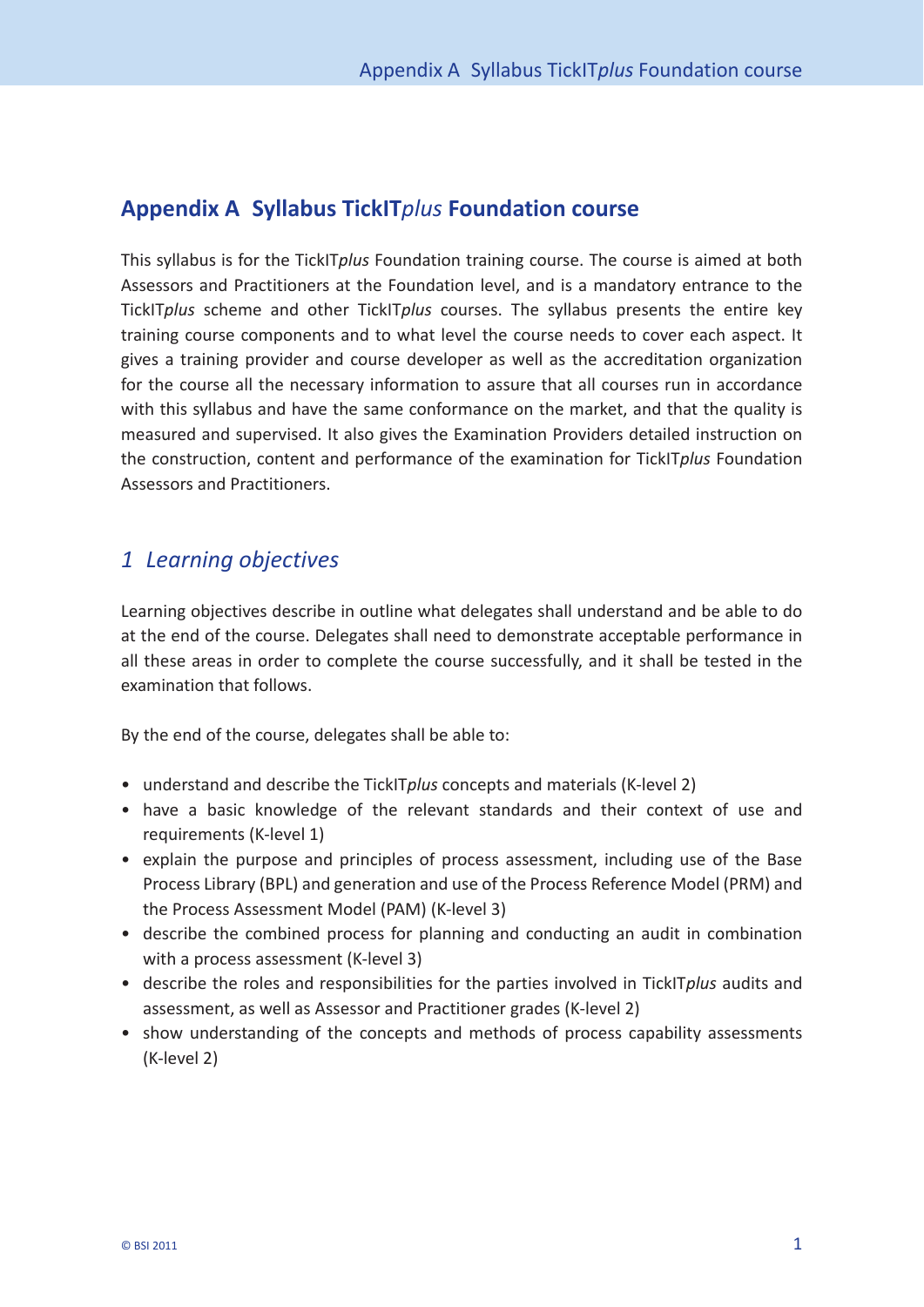# Appendix A Syllabus TickIT*plus* Foundation course

This syllabus is for the TickIT*plus* Foundation training course. The course is aimed at both Assessors and Practitioners at the Foundation level, and is a mandatory entrance to the TickIT*plus* scheme and other TickIT*plus* courses. The syllabus presents the entire key training course components and to what level the course needs to cover each aspect. It gives a training provider and course developer as well as the accreditation organization for the course all the necessary information to assure that all courses run in accordance with this syllabus and have the same conformance on the market, and that the quality is measured and supervised. It also gives the Examination Providers detailed instruction on the construction, content and performance of the examination for TickIT*plus* Foundation Assessors and Practitioners.

## *1 Learning objectives*

Learning objectives describe in outline what delegates shall understand and be able to do at the end of the course. Delegates shall need to demonstrate acceptable performance in all these areas in order to complete the course successfully, and it shall be tested in the examination that follows.

By the end of the course, delegates shall be able to:

- understand and describe the TickIT*plus* concepts and materials (K-level 2)
- have a basic knowledge of the relevant standards and their context of use and requirements (K-level 1)
- explain the purpose and principles of process assessment, including use of the Base Process Library (BPL) and generation and use of the Process Reference Model (PRM) and the Process Assessment Model (PAM) (K-level 3)
- describe the combined process for planning and conducting an audit in combination with a process assessment (K-level 3)
- describe the roles and responsibilities for the parties involved in TickIT*plus* audits and assessment, as well as Assessor and Practitioner grades (K-level 2)
- show understanding of the concepts and methods of process capability assessments (K-level 2)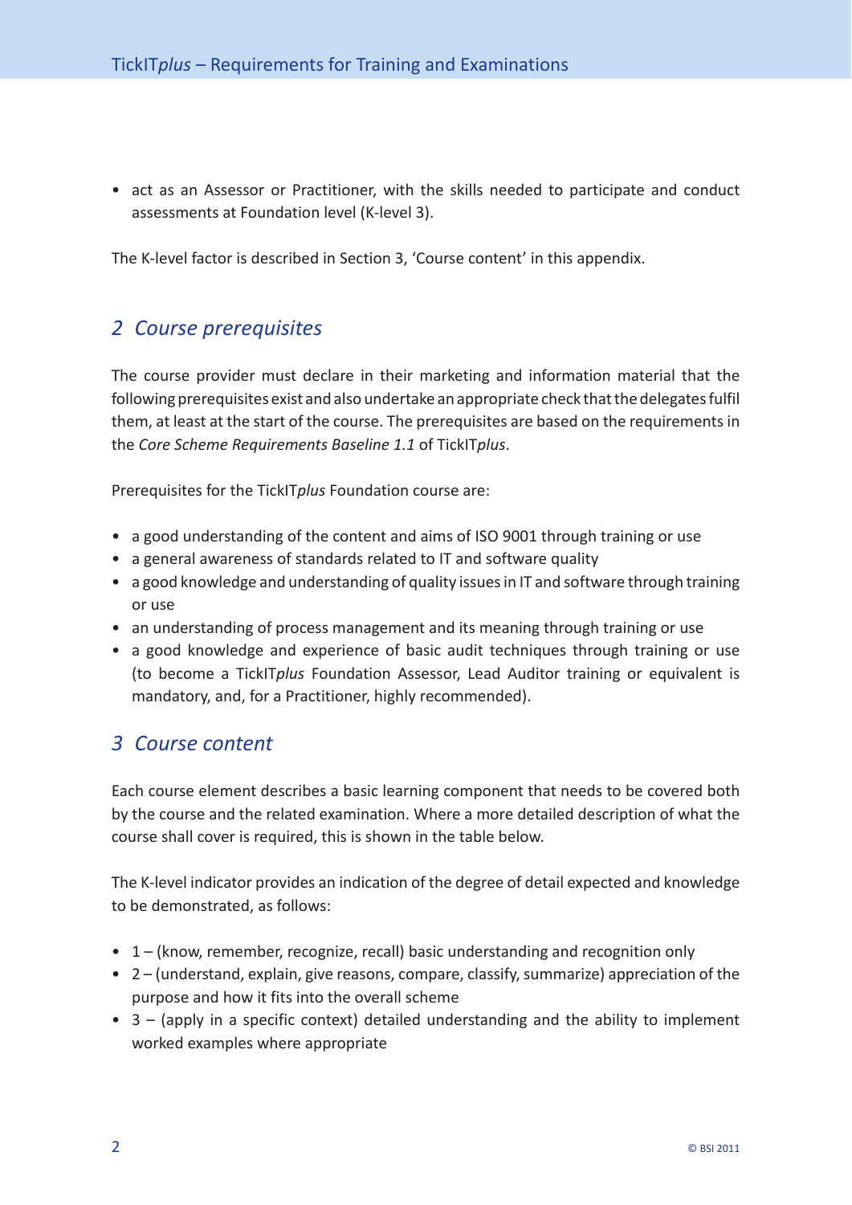- act as an Assessor or Practitioner, with the skills needed to participate and conduct assessments at Foundation level (K-level 3).

The K-level factor is described in Section 3, 'Course content' in this appendix.

## 2 Course prerequisites

The course provider must declare in their marketing and information material that the following prerequisites exist and also undertake an appropriate check that the delegates fulfil them, at least at the start of the course. The prerequisites are based on the requirements in the *Core Scheme Requirements Baseline 1.1* of TickIT*plus*.

Prerequisites for the TickIT*plus* Foundation course are:

- a good understanding of the content and aims of ISO 9001 through training or use
- a general awareness of standards related to IT and software quality
- a good knowledge and understanding of quality issues in IT and software through training or use
- an understanding of process management and its meaning through training or use
- a good knowledge and experience of basic audit techniques through training or use (to become a TickIT*plus* Foundation Assessor, Lead Auditor training or equivalent is mandatory, and, for a Practitioner, highly recommended).

## 3 Course content

Each course element describes a basic learning component that needs to be covered both by the course and the related examination. Where a more detailed description of what the course shall cover is required, this is shown in the table below.

The K-level indicator provides an indication of the degree of detail expected and knowledge to be demonstrated, as follows:

- 1 – (know, remember, recognize, recall) basic understanding and recognition only
- 2 – (understand, explain, give reasons, compare, classify, summarize) appreciation of the purpose and how it fits into the overall scheme
- 3 – (apply in a specific context) detailed understanding and the ability to implement worked examples where appropriate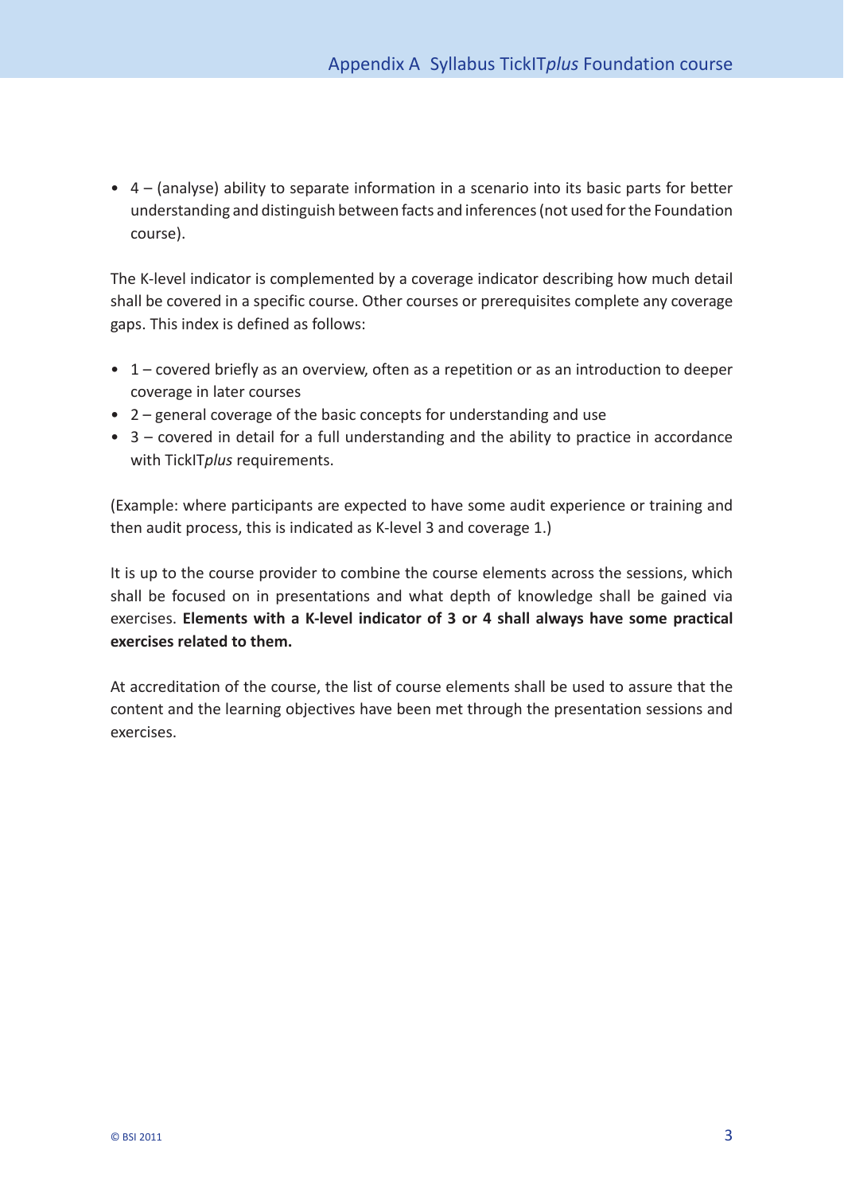- 4 – (analyse) ability to separate information in a scenario into its basic parts for better understanding and distinguish between facts and inferences (not used for the Foundation course).

The K-level indicator is complemented by a coverage indicator describing how much detail shall be covered in a specific course. Other courses or prerequisites complete any coverage gaps. This index is defined as follows:

- 1 – covered briefly as an overview, often as a repetition or as an introduction to deeper coverage in later courses
- 2 – general coverage of the basic concepts for understanding and use
- 3 – covered in detail for a full understanding and the ability to practice in accordance with TickIT*plus* requirements.

(Example: where participants are expected to have some audit experience or training and then audit process, this is indicated as K-level 3 and coverage 1.)

It is up to the course provider to combine the course elements across the sessions, which shall be focused on in presentations and what depth of knowledge shall be gained via exercises. **Elements with a K-level indicator of 3 or 4 shall always have some practical exercises related to them.**

At accreditation of the course, the list of course elements shall be used to assure that the content and the learning objectives have been met through the presentation sessions and exercises.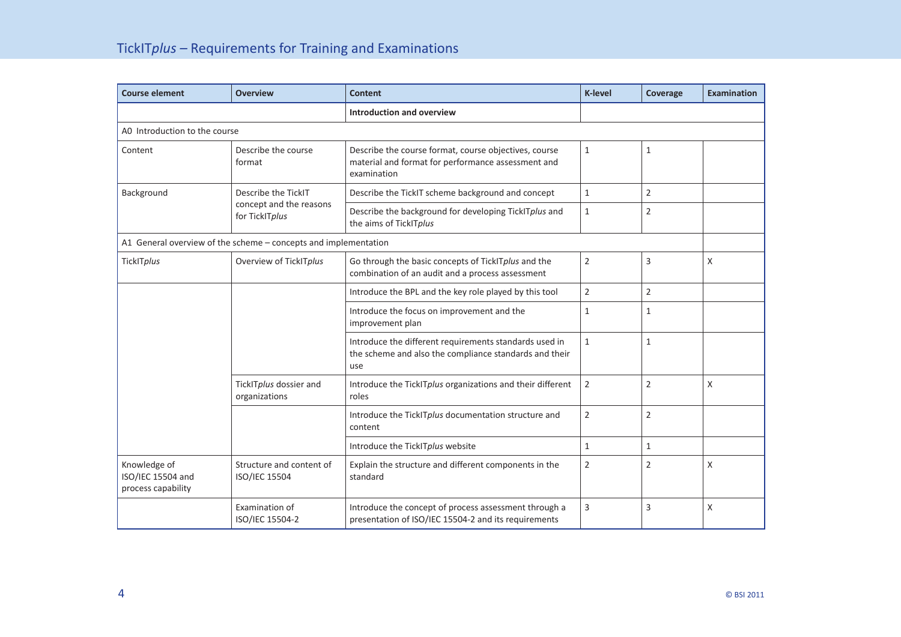| Course element | Overview | Content | K-level | Coverage | Examination |
|---|---|---|---|---|---|
| | | **Introduction and overview** | | | |
| A0 Introduction to the course | | | | | |
| Content | Describe the course format | Describe the course format, course objectives, course material and format for performance assessment and examination | 1 | 1 | |
| Background | Describe the TickIT concept and the reasons for TickIT*plus* | Describe the TickIT scheme background and concept | 1 | 2 | |
| | | Describe the background for developing TickIT*plus* and the aims of TickIT*plus* | 1 | 2 | |
| A1 General overview of the scheme – concepts and implementation | | | | | |
| TickIT*plus* | Overview of TickIT*plus* | Go through the basic concepts of TickIT*plus* and the combination of an audit and a process assessment | 2 | 3 | X |
| | | Introduce the BPL and the key role played by this tool | 2 | 2 | |
| | | Introduce the focus on improvement and the improvement plan | 1 | 1 | |
| | | Introduce the different requirements standards used in the scheme and also the compliance standards and their use | 1 | 1 | |
| | TickIT*plus* dossier and organizations | Introduce the TickIT*plus* organizations and their different roles | 2 | 2 | X |
| | | Introduce the TickIT*plus* documentation structure and content | 2 | 2 | |
| | | Introduce the TickIT*plus* website | 1 | 1 | |
| Knowledge of ISO/IEC 15504 and process capability | Structure and content of ISO/IEC 15504 | Explain the structure and different components in the standard | 2 | 2 | X |
| | Examination of ISO/IEC 15504-2 | Introduce the concept of process assessment through a presentation of ISO/IEC 15504-2 and its requirements | 3 | 3 | X |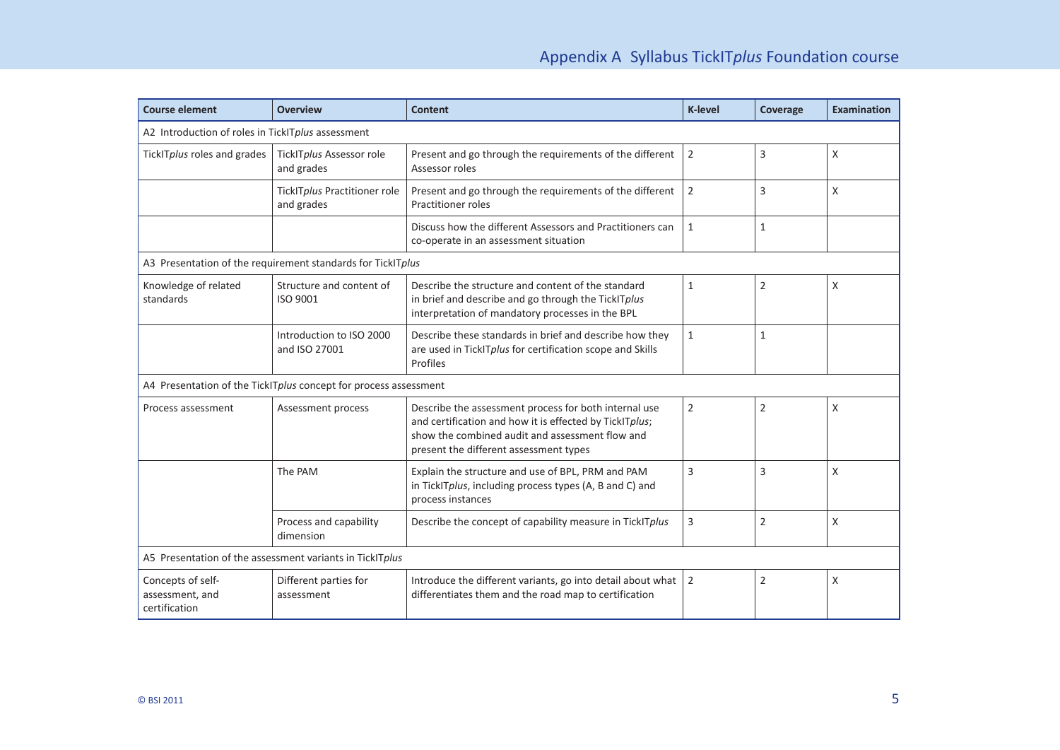# Appendix A Syllabus TickIT*plus* Foundation course

| Course element | Overview | Content | K-level | Coverage | Examination |
|---|---|---|---|---|---|
| A2 Introduction of roles in TickIT*plus* assessment | | | | | |
| TickIT*plus* roles and grades | TickIT*plus* Assessor role and grades | Present and go through the requirements of the different Assessor roles | 2 | 3 | X |
| | TickIT*plus* Practitioner role and grades | Present and go through the requirements of the different Practitioner roles | 2 | 3 | X |
| | | Discuss how the different Assessors and Practitioners can co-operate in an assessment situation | 1 | 1 | |
| A3 Presentation of the requirement standards for TickIT*plus* | | | | | |
| Knowledge of related standards | Structure and content of ISO 9001 | Describe the structure and content of the standard in brief and describe and go through the TickIT*plus* interpretation of mandatory processes in the BPL | 1 | 2 | X |
| | Introduction to ISO 2000 and ISO 27001 | Describe these standards in brief and describe how they are used in TickIT*plus* for certification scope and Skills Profiles | 1 | 1 | |
| A4 Presentation of the TickIT*plus* concept for process assessment | | | | | |
| Process assessment | Assessment process | Describe the assessment process for both internal use and certification and how it is effected by TickIT*plus*; show the combined audit and assessment flow and present the different assessment types | 2 | 2 | X |
| | The PAM | Explain the structure and use of BPL, PRM and PAM in TickIT*plus*, including process types (A, B and C) and process instances | 3 | 3 | X |
| | Process and capability dimension | Describe the concept of capability measure in TickIT*plus* | 3 | 2 | X |
| A5 Presentation of the assessment variants in TickIT*plus* | | | | | |
| Concepts of self-assessment, and certification | Different parties for assessment | Introduce the different variants, go into detail about what differentiates them and the road map to certification | 2 | 2 | X |

© BSI 2011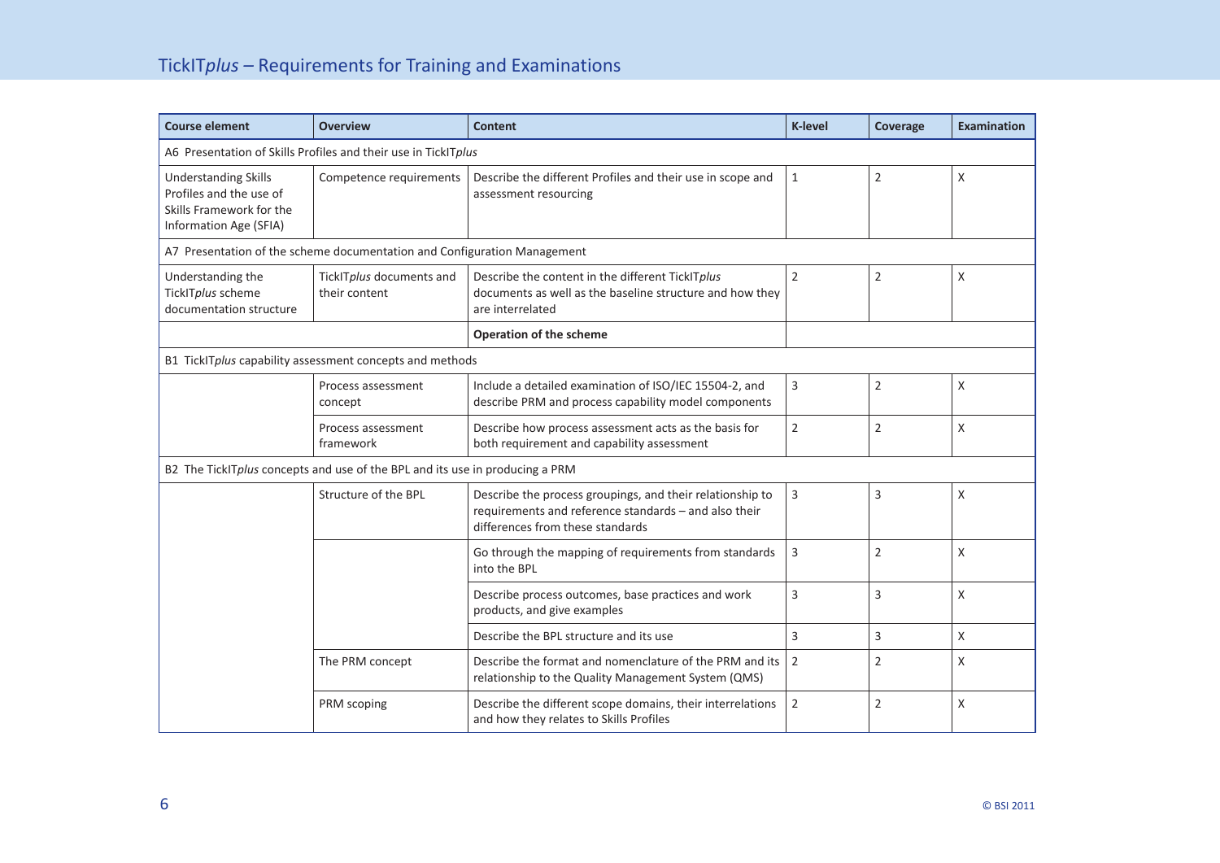| Course element | Overview | Content | K-level | Coverage | Examination |
|---|---|---|---|---|---|
| A6 Presentation of Skills Profiles and their use in TickIT*plus* | | | | | |
| Understanding Skills Profiles and the use of Skills Framework for the Information Age (SFIA) | Competence requirements | Describe the different Profiles and their use in scope and assessment resourcing | 1 | 2 | X |
| A7 Presentation of the scheme documentation and Configuration Management | | | | | |
| Understanding the TickIT*plus* scheme documentation structure | TickIT*plus* documents and their content | Describe the content in the different TickIT*plus* documents as well as the baseline structure and how they are interrelated | 2 | 2 | X |
| | | **Operation of the scheme** | | | |
| B1 TickIT*plus* capability assessment concepts and methods | | | | | |
| | Process assessment concept | Include a detailed examination of ISO/IEC 15504-2, and describe PRM and process capability model components | 3 | 2 | X |
| | Process assessment framework | Describe how process assessment acts as the basis for both requirement and capability assessment | 2 | 2 | X |
| B2 The TickIT*plus* concepts and use of the BPL and its use in producing a PRM | | | | | |
| | Structure of the BPL | Describe the process groupings, and their relationship to requirements and reference standards – and also their differences from these standards | 3 | 3 | X |
| | | Go through the mapping of requirements from standards into the BPL | 3 | 2 | X |
| | | Describe process outcomes, base practices and work products, and give examples | 3 | 3 | X |
| | | Describe the BPL structure and its use | 3 | 3 | X |
| | The PRM concept | Describe the format and nomenclature of the PRM and its relationship to the Quality Management System (QMS) | 2 | 2 | X |
| | PRM scoping | Describe the different scope domains, their interrelations and how they relates to Skills Profiles | 2 | 2 | X |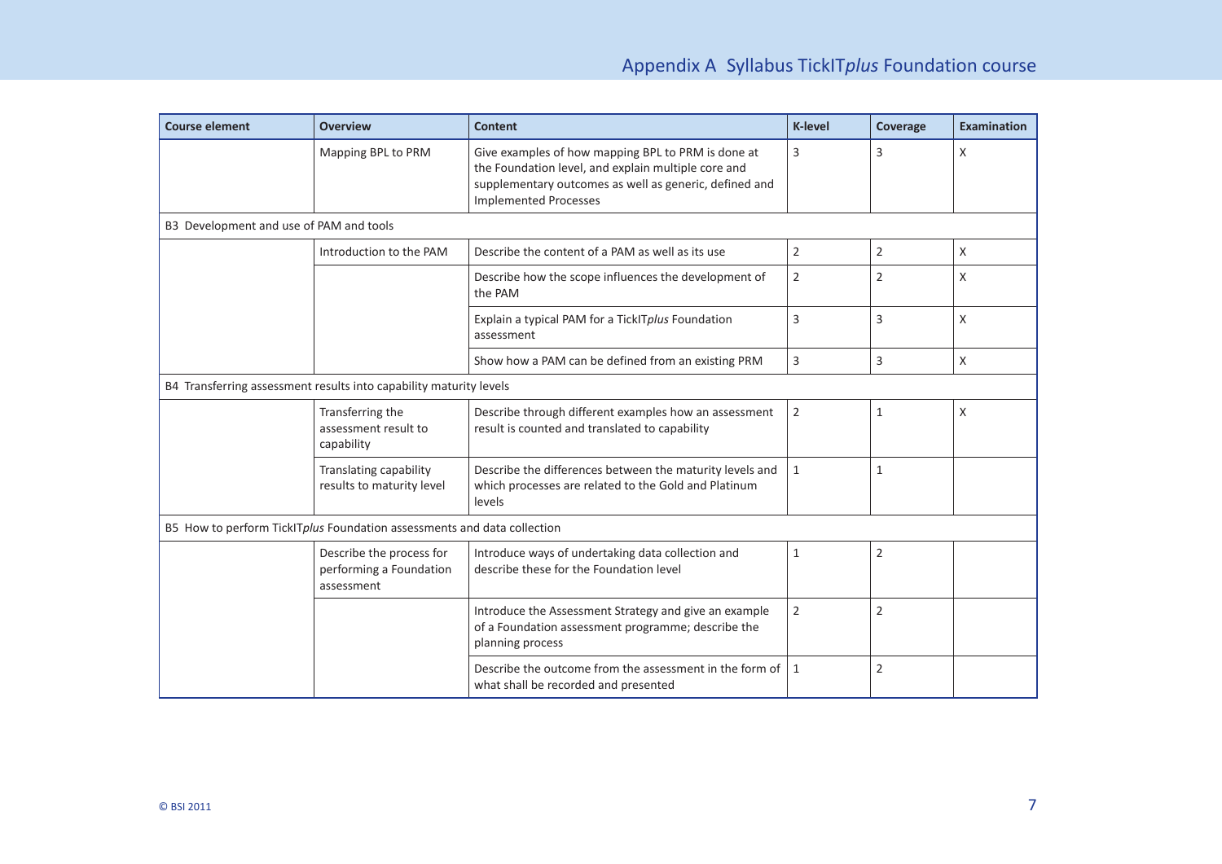| Course element | Overview | Content | K-level | Coverage | Examination |
|---|---|---|---|---|---|
| | Mapping BPL to PRM | Give examples of how mapping BPL to PRM is done at the Foundation level, and explain multiple core and supplementary outcomes as well as generic, defined and Implemented Processes | 3 | 3 | X |
| B3 Development and use of PAM and tools | | | | | |
| | Introduction to the PAM | Describe the content of a PAM as well as its use | 2 | 2 | X |
| | | Describe how the scope influences the development of the PAM | 2 | 2 | X |
| | | Explain a typical PAM for a TickIT*plus* Foundation assessment | 3 | 3 | X |
| | | Show how a PAM can be defined from an existing PRM | 3 | 3 | X |
| B4 Transferring assessment results into capability maturity levels | | | | | |
| | Transferring the assessment result to capability | Describe through different examples how an assessment result is counted and translated to capability | 2 | 1 | X |
| | Translating capability results to maturity level | Describe the differences between the maturity levels and which processes are related to the Gold and Platinum levels | 1 | 1 | |
| B5 How to perform TickIT*plus* Foundation assessments and data collection | | | | | |
| | Describe the process for performing a Foundation assessment | Introduce ways of undertaking data collection and describe these for the Foundation level | 1 | 2 | |
| | | Introduce the Assessment Strategy and give an example of a Foundation assessment programme; describe the planning process | 2 | 2 | |
| | | Describe the outcome from the assessment in the form of what shall be recorded and presented | 1 | 2 | |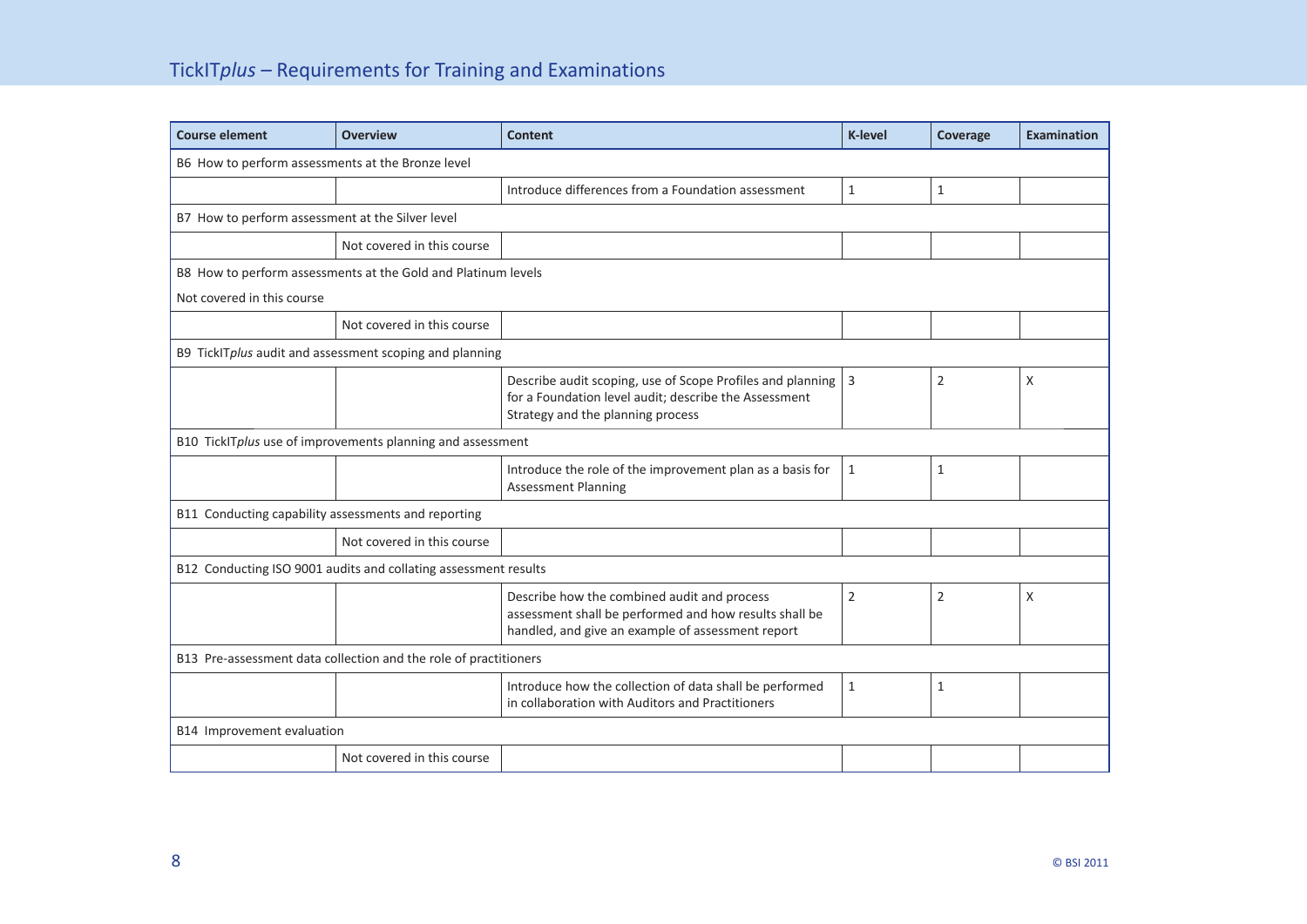| Course element | Overview | Content | K-level | Coverage | Examination |
|---|---|---|---|---|---|
| B6 How to perform assessments at the Bronze level | | | | | |
| | | Introduce differences from a Foundation assessment | 1 | 1 | |
| B7 How to perform assessment at the Silver level | | | | | |
| | Not covered in this course | | | | |
| B8 How to perform assessments at the Gold and Platinum levels<br>Not covered in this course | | | | | |
| | Not covered in this course | | | | |
| B9 TickIT*plus* audit and assessment scoping and planning | | | | | |
| | | Describe audit scoping, use of Scope Profiles and planning for a Foundation level audit; describe the Assessment Strategy and the planning process | 3 | 2 | X |
| B10 TickIT*plus* use of improvements planning and assessment | | | | | |
| | | Introduce the role of the improvement plan as a basis for Assessment Planning | 1 | 1 | |
| B11 Conducting capability assessments and reporting | | | | | |
| | Not covered in this course | | | | |
| B12 Conducting ISO 9001 audits and collating assessment results | | | | | |
| | | Describe how the combined audit and process assessment shall be performed and how results shall be handled, and give an example of assessment report | 2 | 2 | X |
| B13 Pre-assessment data collection and the role of practitioners | | | | | |
| | | Introduce how the collection of data shall be performed in collaboration with Auditors and Practitioners | 1 | 1 | |
| B14 Improvement evaluation | | | | | |
| | Not covered in this course | | | | |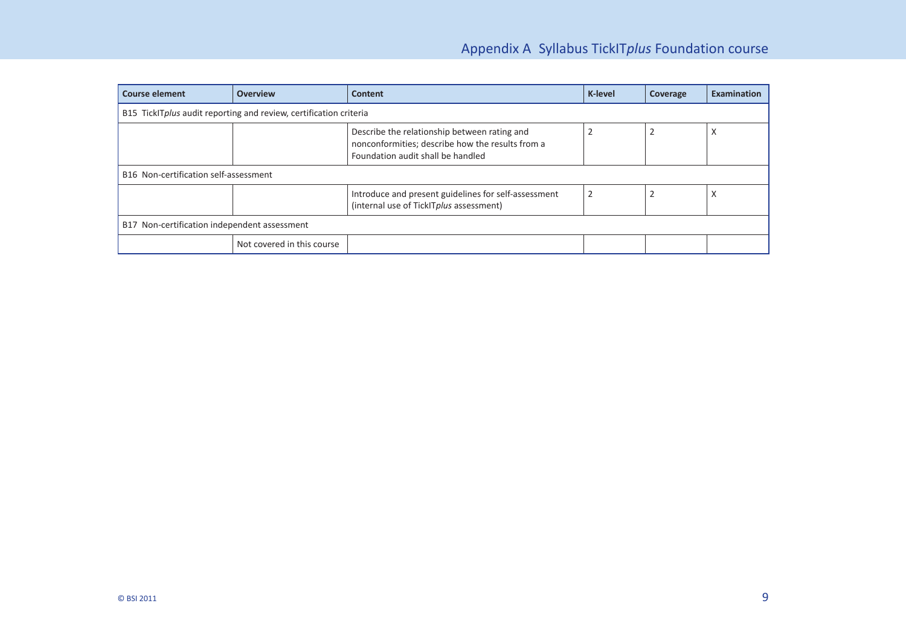| Course element | Overview | Content | K-level | Coverage | Examination |
|---|---|---|---|---|---|
| B15 TickIT*plus* audit reporting and review, certification criteria | | | | | |
| | | Describe the relationship between rating and nonconformities; describe how the results from a Foundation audit shall be handled | 2 | 2 | X |
| B16 Non-certification self-assessment | | | | | |
| | | Introduce and present guidelines for self-assessment (internal use of TickIT*plus* assessment) | 2 | 2 | X |
| B17 Non-certification independent assessment | | | | | |
| | Not covered in this course | | | | |

© BSI 2011